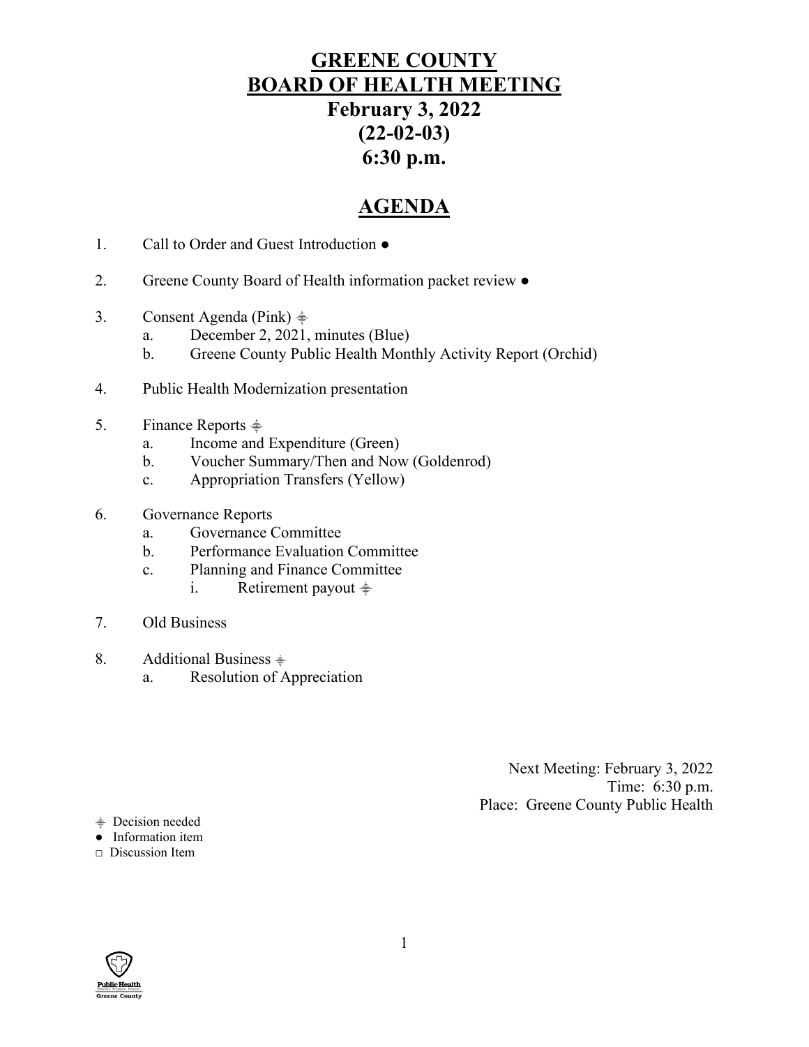# GREENE COUNTY
# BOARD OF HEALTH MEETING
## February 3, 2022
## (22-02-03)
## 6:30 p.m.

## AGENDA

1. Call to Order and Guest Introduction ●

2. Greene County Board of Health information packet review ●

3. Consent Agenda (Pink) ⯁
   a. December 2, 2021, minutes (Blue)
   b. Greene County Public Health Monthly Activity Report (Orchid)

4. Public Health Modernization presentation

5. Finance Reports ⯁
   a. Income and Expenditure (Green)
   b. Voucher Summary/Then and Now (Goldenrod)
   c. Appropriation Transfers (Yellow)

6. Governance Reports
   a. Governance Committee
   b. Performance Evaluation Committee
   c. Planning and Finance Committee
      i. Retirement payout ⯁

7. Old Business

8. Additional Business ⯁
   a. Resolution of Appreciation

Next Meeting: February 3, 2022
Time: 6:30 p.m.
Place: Greene County Public Health

⯁ Decision needed
● Information item
□ Discussion Item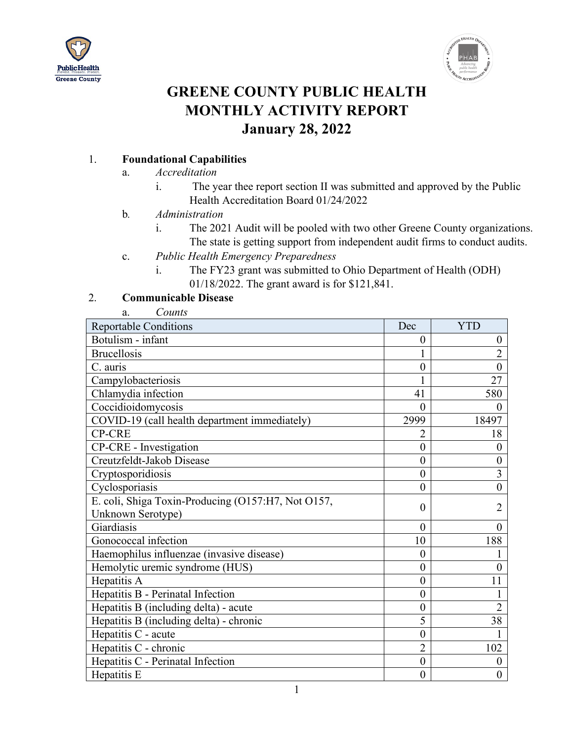# GREENE COUNTY PUBLIC HEALTH
# MONTHLY ACTIVITY REPORT
# January 28, 2022

1. **Foundational Capabilities**
   a. *Accreditation*
      i. The year thee report section II was submitted and approved by the Public Health Accreditation Board 01/24/2022
   b. *Administration*
      i. The 2021 Audit will be pooled with two other Greene County organizations. The state is getting support from independent audit firms to conduct audits.
   c. *Public Health Emergency Preparedness*
      i. The FY23 grant was submitted to Ohio Department of Health (ODH) 01/18/2022. The grant award is for $121,841.

2. **Communicable Disease**
   a. *Counts*

| Reportable Conditions | Dec | YTD |
|---|---|---|
| Botulism - infant | 0 | 0 |
| Brucellosis | 1 | 2 |
| C. auris | 0 | 0 |
| Campylobacteriosis | 1 | 27 |
| Chlamydia infection | 41 | 580 |
| Coccidioidomycosis | 0 | 0 |
| COVID-19 (call health department immediately) | 2999 | 18497 |
| CP-CRE | 2 | 18 |
| CP-CRE - Investigation | 0 | 0 |
| Creutzfeldt-Jakob Disease | 0 | 0 |
| Cryptosporidiosis | 0 | 3 |
| Cyclosporiasis | 0 | 0 |
| E. coli, Shiga Toxin-Producing (O157:H7, Not O157, Unknown Serotype) | 0 | 2 |
| Giardiasis | 0 | 0 |
| Gonococcal infection | 10 | 188 |
| Haemophilus influenzae (invasive disease) | 0 | 1 |
| Hemolytic uremic syndrome (HUS) | 0 | 0 |
| Hepatitis A | 0 | 11 |
| Hepatitis B - Perinatal Infection | 0 | 1 |
| Hepatitis B (including delta) - acute | 0 | 2 |
| Hepatitis B (including delta) - chronic | 5 | 38 |
| Hepatitis C - acute | 0 | 1 |
| Hepatitis C - chronic | 2 | 102 |
| Hepatitis C - Perinatal Infection | 0 | 0 |
| Hepatitis E | 0 | 0 |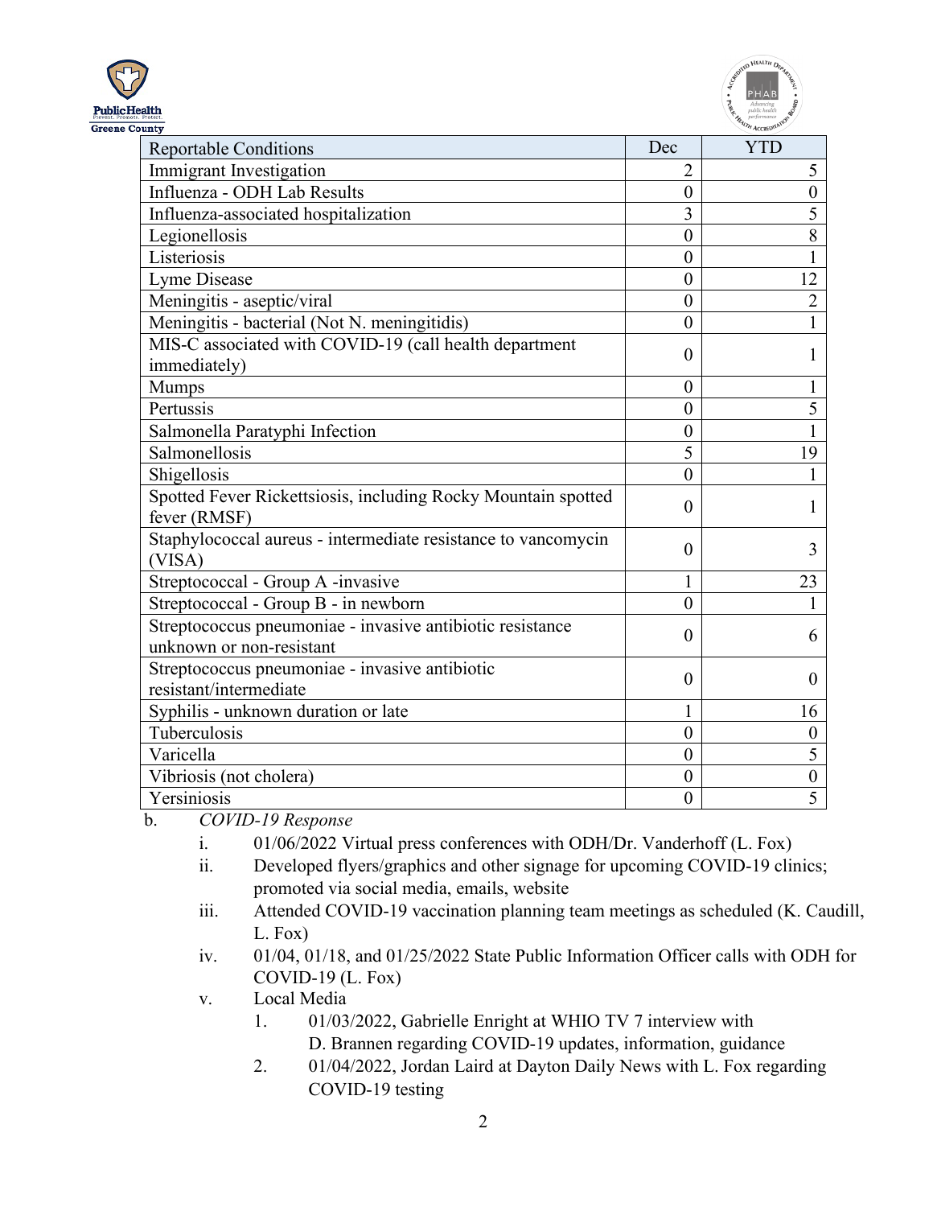| Reportable Conditions | Dec | YTD |
|---|---|---|
| Immigrant Investigation | 2 | 5 |
| Influenza - ODH Lab Results | 0 | 0 |
| Influenza-associated hospitalization | 3 | 5 |
| Legionellosis | 0 | 8 |
| Listeriosis | 0 | 1 |
| Lyme Disease | 0 | 12 |
| Meningitis - aseptic/viral | 0 | 2 |
| Meningitis - bacterial (Not N. meningitidis) | 0 | 1 |
| MIS-C associated with COVID-19 (call health department immediately) | 0 | 1 |
| Mumps | 0 | 1 |
| Pertussis | 0 | 5 |
| Salmonella Paratyphi Infection | 0 | 1 |
| Salmonellosis | 5 | 19 |
| Shigellosis | 0 | 1 |
| Spotted Fever Rickettsiosis, including Rocky Mountain spotted fever (RMSF) | 0 | 1 |
| Staphylococcal aureus - intermediate resistance to vancomycin (VISA) | 0 | 3 |
| Streptococcal - Group A -invasive | 1 | 23 |
| Streptococcal - Group B - in newborn | 0 | 1 |
| Streptococcus pneumoniae - invasive antibiotic resistance unknown or non-resistant | 0 | 6 |
| Streptococcus pneumoniae - invasive antibiotic resistant/intermediate | 0 | 0 |
| Syphilis - unknown duration or late | 1 | 16 |
| Tuberculosis | 0 | 0 |
| Varicella | 0 | 5 |
| Vibriosis (not cholera) | 0 | 0 |
| Yersiniosis | 0 | 5 |

b. *COVID-19 Response*

i. 01/06/2022 Virtual press conferences with ODH/Dr. Vanderhoff (L. Fox)

ii. Developed flyers/graphics and other signage for upcoming COVID-19 clinics; promoted via social media, emails, website

iii. Attended COVID-19 vaccination planning team meetings as scheduled (K. Caudill, L. Fox)

iv. 01/04, 01/18, and 01/25/2022 State Public Information Officer calls with ODH for COVID-19 (L. Fox)

v. Local Media

1. 01/03/2022, Gabrielle Enright at WHIO TV 7 interview with D. Brannen regarding COVID-19 updates, information, guidance

2. 01/04/2022, Jordan Laird at Dayton Daily News with L. Fox regarding COVID-19 testing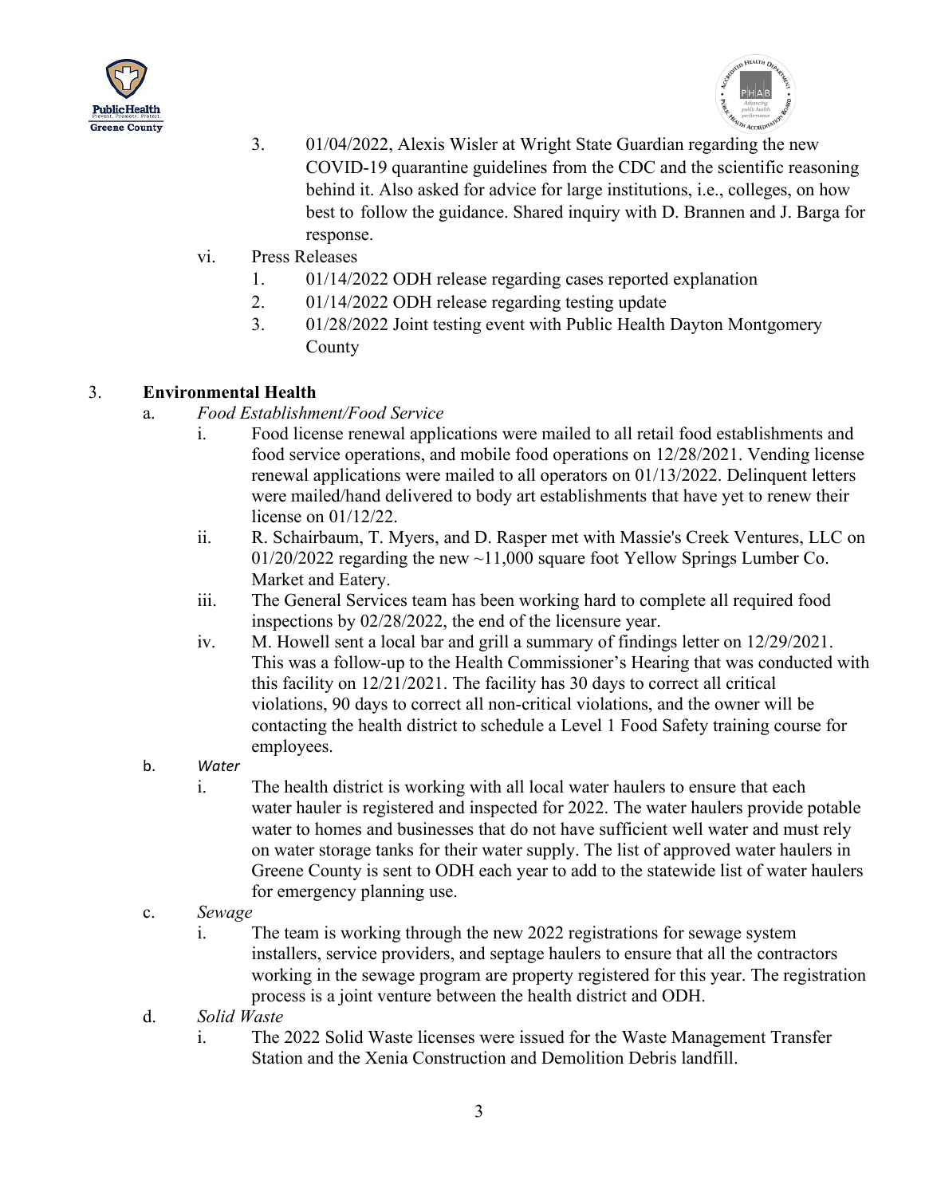3. 01/04/2022, Alexis Wisler at Wright State Guardian regarding the new COVID-19 quarantine guidelines from the CDC and the scientific reasoning behind it. Also asked for advice for large institutions, i.e., colleges, on how best to follow the guidance. Shared inquiry with D. Brannen and J. Barga for response.

vi. Press Releases

1. 01/14/2022 ODH release regarding cases reported explanation
2. 01/14/2022 ODH release regarding testing update
3. 01/28/2022 Joint testing event with Public Health Dayton Montgomery County

3. **Environmental Health**

a. *Food Establishment/Food Service*

i. Food license renewal applications were mailed to all retail food establishments and food service operations, and mobile food operations on 12/28/2021. Vending license renewal applications were mailed to all operators on 01/13/2022. Delinquent letters were mailed/hand delivered to body art establishments that have yet to renew their license on 01/12/22.

ii. R. Schairbaum, T. Myers, and D. Rasper met with Massie's Creek Ventures, LLC on 01/20/2022 regarding the new ~11,000 square foot Yellow Springs Lumber Co. Market and Eatery.

iii. The General Services team has been working hard to complete all required food inspections by 02/28/2022, the end of the licensure year.

iv. M. Howell sent a local bar and grill a summary of findings letter on 12/29/2021. This was a follow-up to the Health Commissioner's Hearing that was conducted with this facility on 12/21/2021. The facility has 30 days to correct all critical violations, 90 days to correct all non-critical violations, and the owner will be contacting the health district to schedule a Level 1 Food Safety training course for employees.

b. *Water*

i. The health district is working with all local water haulers to ensure that each water hauler is registered and inspected for 2022. The water haulers provide potable water to homes and businesses that do not have sufficient well water and must rely on water storage tanks for their water supply. The list of approved water haulers in Greene County is sent to ODH each year to add to the statewide list of water haulers for emergency planning use.

c. *Sewage*

i. The team is working through the new 2022 registrations for sewage system installers, service providers, and septage haulers to ensure that all the contractors working in the sewage program are property registered for this year. The registration process is a joint venture between the health district and ODH.

d. *Solid Waste*

i. The 2022 Solid Waste licenses were issued for the Waste Management Transfer Station and the Xenia Construction and Demolition Debris landfill.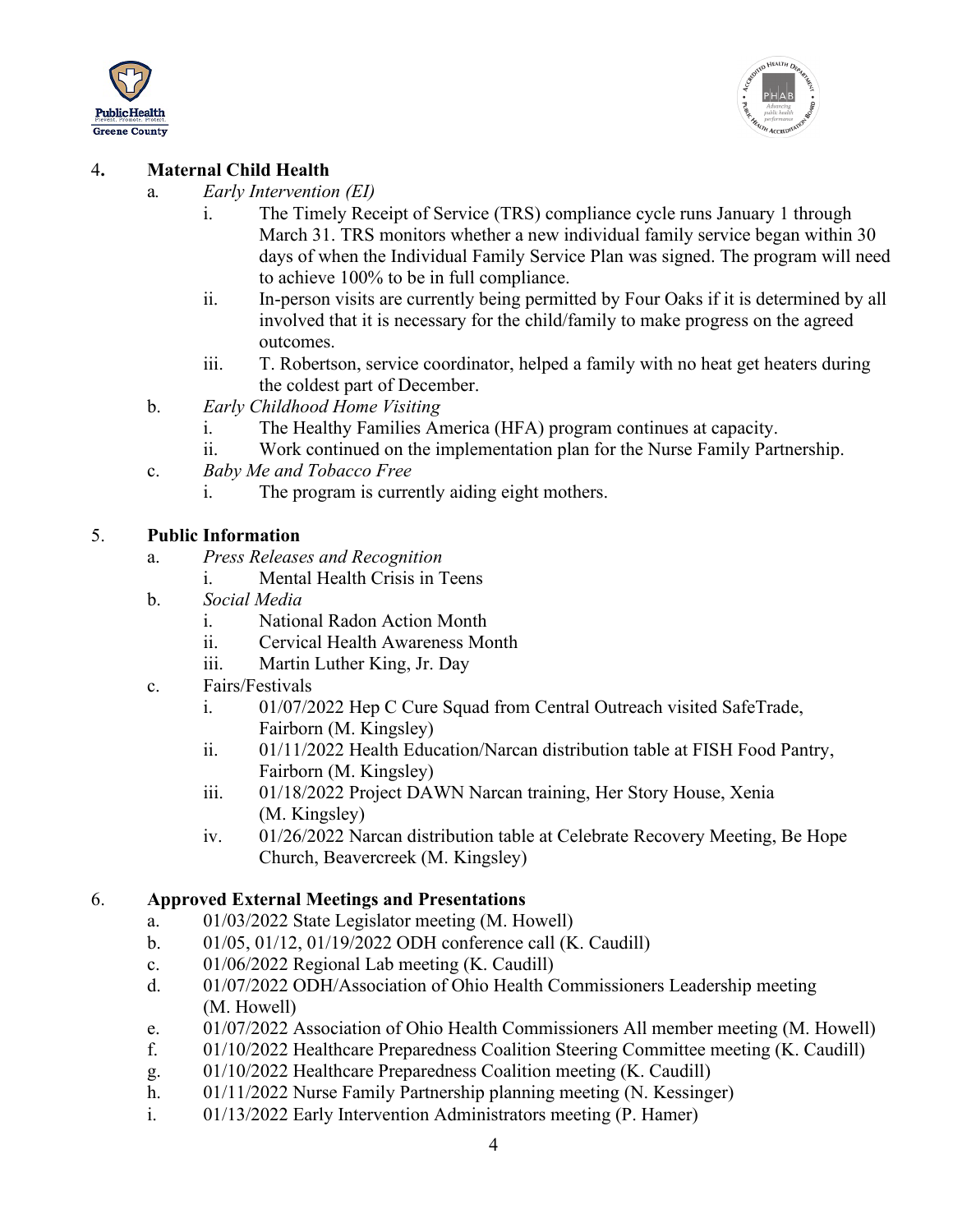4. **Maternal Child Health**

   a. *Early Intervention (EI)*

      i. The Timely Receipt of Service (TRS) compliance cycle runs January 1 through March 31. TRS monitors whether a new individual family service began within 30 days of when the Individual Family Service Plan was signed. The program will need to achieve 100% to be in full compliance.

      ii. In-person visits are currently being permitted by Four Oaks if it is determined by all involved that it is necessary for the child/family to make progress on the agreed outcomes.

      iii. T. Robertson, service coordinator, helped a family with no heat get heaters during the coldest part of December.

   b. *Early Childhood Home Visiting*

      i. The Healthy Families America (HFA) program continues at capacity.

      ii. Work continued on the implementation plan for the Nurse Family Partnership.

   c. *Baby Me and Tobacco Free*

      i. The program is currently aiding eight mothers.

5. **Public Information**

   a. *Press Releases and Recognition*

      i. Mental Health Crisis in Teens

   b. *Social Media*

      i. National Radon Action Month

      ii. Cervical Health Awareness Month

      iii. Martin Luther King, Jr. Day

   c. Fairs/Festivals

      i. 01/07/2022 Hep C Cure Squad from Central Outreach visited SafeTrade, Fairborn (M. Kingsley)

      ii. 01/11/2022 Health Education/Narcan distribution table at FISH Food Pantry, Fairborn (M. Kingsley)

      iii. 01/18/2022 Project DAWN Narcan training, Her Story House, Xenia (M. Kingsley)

      iv. 01/26/2022 Narcan distribution table at Celebrate Recovery Meeting, Be Hope Church, Beavercreek (M. Kingsley)

6. **Approved External Meetings and Presentations**

   a. 01/03/2022 State Legislator meeting (M. Howell)

   b. 01/05, 01/12, 01/19/2022 ODH conference call (K. Caudill)

   c. 01/06/2022 Regional Lab meeting (K. Caudill)

   d. 01/07/2022 ODH/Association of Ohio Health Commissioners Leadership meeting (M. Howell)

   e. 01/07/2022 Association of Ohio Health Commissioners All member meeting (M. Howell)

   f. 01/10/2022 Healthcare Preparedness Coalition Steering Committee meeting (K. Caudill)

   g. 01/10/2022 Healthcare Preparedness Coalition meeting (K. Caudill)

   h. 01/11/2022 Nurse Family Partnership planning meeting (N. Kessinger)

   i. 01/13/2022 Early Intervention Administrators meeting (P. Hamer)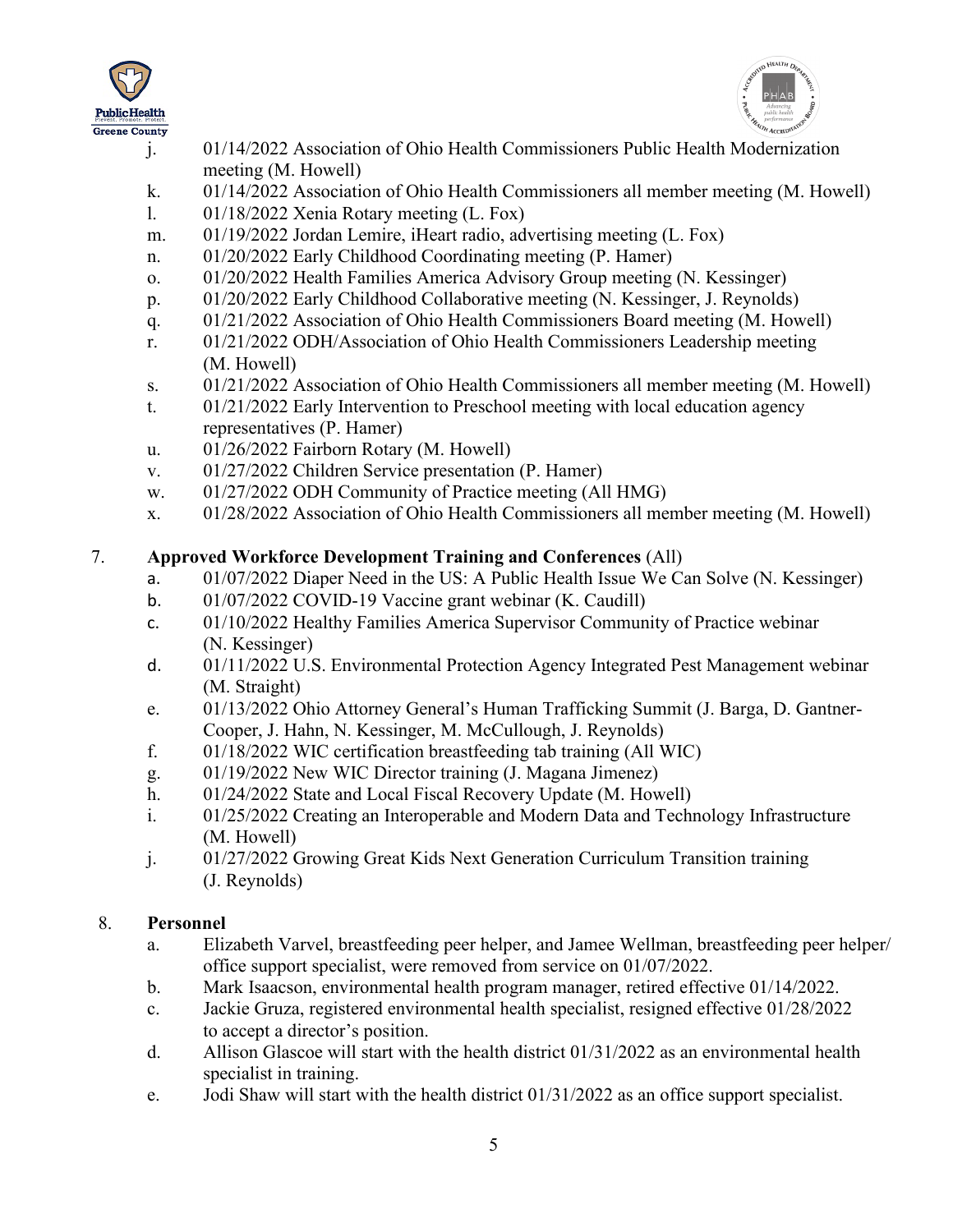j. 01/14/2022 Association of Ohio Health Commissioners Public Health Modernization meeting (M. Howell)
k. 01/14/2022 Association of Ohio Health Commissioners all member meeting (M. Howell)
l. 01/18/2022 Xenia Rotary meeting (L. Fox)
m. 01/19/2022 Jordan Lemire, iHeart radio, advertising meeting (L. Fox)
n. 01/20/2022 Early Childhood Coordinating meeting (P. Hamer)
o. 01/20/2022 Health Families America Advisory Group meeting (N. Kessinger)
p. 01/20/2022 Early Childhood Collaborative meeting (N. Kessinger, J. Reynolds)
q. 01/21/2022 Association of Ohio Health Commissioners Board meeting (M. Howell)
r. 01/21/2022 ODH/Association of Ohio Health Commissioners Leadership meeting (M. Howell)
s. 01/21/2022 Association of Ohio Health Commissioners all member meeting (M. Howell)
t. 01/21/2022 Early Intervention to Preschool meeting with local education agency representatives (P. Hamer)
u. 01/26/2022 Fairborn Rotary (M. Howell)
v. 01/27/2022 Children Service presentation (P. Hamer)
w. 01/27/2022 ODH Community of Practice meeting (All HMG)
x. 01/28/2022 Association of Ohio Health Commissioners all member meeting (M. Howell)

7. **Approved Workforce Development Training and Conferences** (All)
   a. 01/07/2022 Diaper Need in the US: A Public Health Issue We Can Solve (N. Kessinger)
   b. 01/07/2022 COVID-19 Vaccine grant webinar (K. Caudill)
   c. 01/10/2022 Healthy Families America Supervisor Community of Practice webinar (N. Kessinger)
   d. 01/11/2022 U.S. Environmental Protection Agency Integrated Pest Management webinar (M. Straight)
   e. 01/13/2022 Ohio Attorney General's Human Trafficking Summit (J. Barga, D. Gantner-Cooper, J. Hahn, N. Kessinger, M. McCullough, J. Reynolds)
   f. 01/18/2022 WIC certification breastfeeding tab training (All WIC)
   g. 01/19/2022 New WIC Director training (J. Magana Jimenez)
   h. 01/24/2022 State and Local Fiscal Recovery Update (M. Howell)
   i. 01/25/2022 Creating an Interoperable and Modern Data and Technology Infrastructure (M. Howell)
   j. 01/27/2022 Growing Great Kids Next Generation Curriculum Transition training (J. Reynolds)

8. **Personnel**
   a. Elizabeth Varvel, breastfeeding peer helper, and Jamee Wellman, breastfeeding peer helper/ office support specialist, were removed from service on 01/07/2022.
   b. Mark Isaacson, environmental health program manager, retired effective 01/14/2022.
   c. Jackie Gruza, registered environmental health specialist, resigned effective 01/28/2022 to accept a director's position.
   d. Allison Glascoe will start with the health district 01/31/2022 as an environmental health specialist in training.
   e. Jodi Shaw will start with the health district 01/31/2022 as an office support specialist.